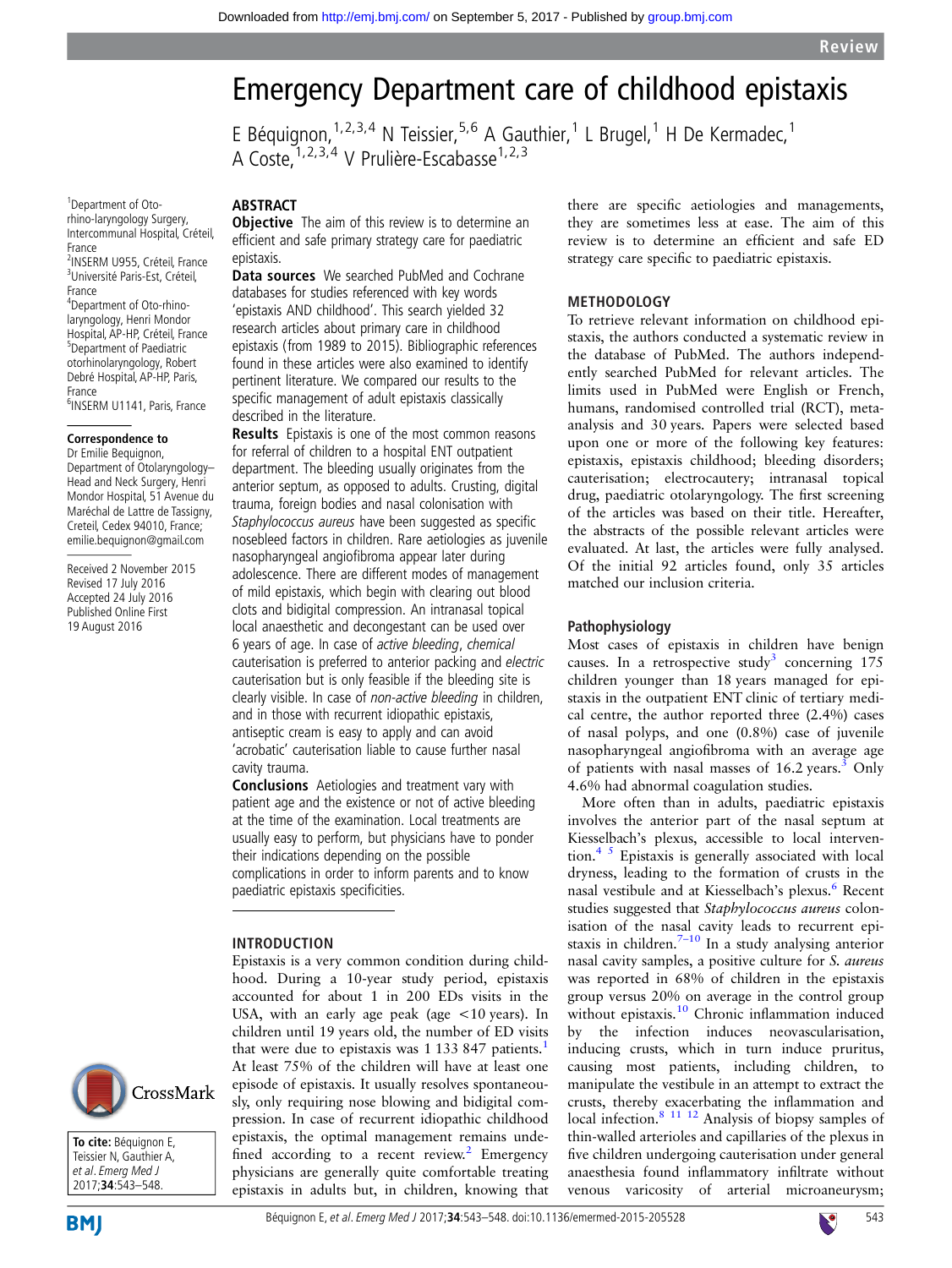# Emergency Department care of childhood epistaxis

E Béquignon,[1,2,3,4] N Teissier,[5,6] A Gauthier,[1] L Brugel,[1] H De Kermadec,[1] A Coste,[1,2,3,4] V Prulière-Escabasse[1,2,3]

[1]Department of Oto-rhino-laryngology Surgery, Intercommunal Hospital, Créteil, France
[2]INSERM U955, Créteil, France
[3]Université Paris-Est, Créteil, France
[4]Department of Oto-rhino-laryngology, Henri Mondor Hospital, AP-HP, Créteil, France
[5]Department of Paediatric otorhinolaryngology, Robert Debré Hospital, AP-HP, Paris, France
[6]INSERM U1141, Paris, France

**Correspondence to** Dr Emilie Bequignon, Department of Otolaryngology–Head and Neck Surgery, Henri Mondor Hospital, 51 Avenue du Maréchal de Lattre de Tassigny, Creteil, Cedex 94010, France; emilie.bequignon@gmail.com

Received 2 November 2015
Revised 17 July 2016
Accepted 24 July 2016
Published Online First 19 August 2016

**To cite:** Béquignon E, Teissier N, Gauthier A, *et al*. *Emerg Med J* 2017;**34**:543–548.

## ABSTRACT

**Objective** The aim of this review is to determine an efficient and safe primary strategy care for paediatric epistaxis.

**Data sources** We searched PubMed and Cochrane databases for studies referenced with key words 'epistaxis AND childhood'. This search yielded 32 research articles about primary care in childhood epistaxis (from 1989 to 2015). Bibliographic references found in these articles were also examined to identify pertinent literature. We compared our results to the specific management of adult epistaxis classically described in the literature.

**Results** Epistaxis is one of the most common reasons for referral of children to a hospital ENT outpatient department. The bleeding usually originates from the anterior septum, as opposed to adults. Crusting, digital trauma, foreign bodies and nasal colonisation with *Staphylococcus aureus* have been suggested as specific nosebleed factors in children. Rare aetiologies as juvenile nasopharyngeal angiofibroma appear later during adolescence. There are different modes of management of mild epistaxis, which begin with clearing out blood clots and bidigital compression. An intranasal topical local anaesthetic and decongestant can be used over 6 years of age. In case of *active bleeding*, *chemical* cauterisation is preferred to anterior packing and *electric* cauterisation but is only feasible if the bleeding site is clearly visible. In case of *non-active bleeding* in children, and in those with recurrent idiopathic epistaxis, antiseptic cream is easy to apply and can avoid 'acrobatic' cauterisation liable to cause further nasal cavity trauma.

**Conclusions** Aetiologies and treatment vary with patient age and the existence or not of active bleeding at the time of the examination. Local treatments are usually easy to perform, but physicians have to ponder their indications depending on the possible complications in order to inform parents and to know paediatric epistaxis specificities.

## INTRODUCTION

Epistaxis is a very common condition during childhood. During a 10-year study period, epistaxis accounted for about 1 in 200 EDs visits in the USA, with an early age peak (age <10 years). In children until 19 years old, the number of ED visits that were due to epistaxis was 1 133 847 patients.[1] At least 75% of the children will have at least one episode of epistaxis. It usually resolves spontaneously, only requiring nose blowing and bidigital compression. In case of recurrent idiopathic childhood epistaxis, the optimal management remains undefined according to a recent review.[2] Emergency physicians are generally quite comfortable treating epistaxis in adults but, in children, knowing that there are specific aetiologies and managements, they are sometimes less at ease. The aim of this review is to determine an efficient and safe ED strategy care specific to paediatric epistaxis.

## METHODOLOGY

To retrieve relevant information on childhood epistaxis, the authors conducted a systematic review in the database of PubMed. The authors independently searched PubMed for relevant articles. The limits used in PubMed were English or French, humans, randomised controlled trial (RCT), meta-analysis and 30 years. Papers were selected based upon one or more of the following key features: epistaxis, epistaxis childhood; bleeding disorders; cauterisation; electrocautery; intranasal topical drug, paediatric otolaryngology. The first screening of the articles was based on their title. Hereafter, the abstracts of the possible relevant articles were evaluated. At last, the articles were fully analysed. Of the initial 92 articles found, only 35 articles matched our inclusion criteria.

### Pathophysiology

Most cases of epistaxis in children have benign causes. In a retrospective study[3] concerning 175 children younger than 18 years managed for epistaxis in the outpatient ENT clinic of tertiary medical centre, the author reported three (2.4%) cases of nasal polyps, and one (0.8%) case of juvenile nasopharyngeal angiofibroma with an average age of patients with nasal masses of 16.2 years.[3] Only 4.6% had abnormal coagulation studies.

More often than in adults, paediatric epistaxis involves the anterior part of the nasal septum at Kiesselbach's plexus, accessible to local intervention.[4 5] Epistaxis is generally associated with local dryness, leading to the formation of crusts in the nasal vestibule and at Kiesselbach's plexus.[6] Recent studies suggested that *Staphylococcus aureus* colonisation of the nasal cavity leads to recurrent epistaxis in children.[7–10] In a study analysing anterior nasal cavity samples, a positive culture for *S. aureus* was reported in 68% of children in the epistaxis group versus 20% on average in the control group without epistaxis.[10] Chronic inflammation induced by the infection induces neovascularisation, inducing crusts, which in turn induce pruritus, causing most patients, including children, to manipulate the vestibule in an attempt to extract the crusts, thereby exacerbating the inflammation and local infection.[8 11 12] Analysis of biopsy samples of thin-walled arterioles and capillaries of the plexus in five children undergoing cauterisation under general anaesthesia found inflammatory infiltrate without venous varicosity of arterial microaneurysm;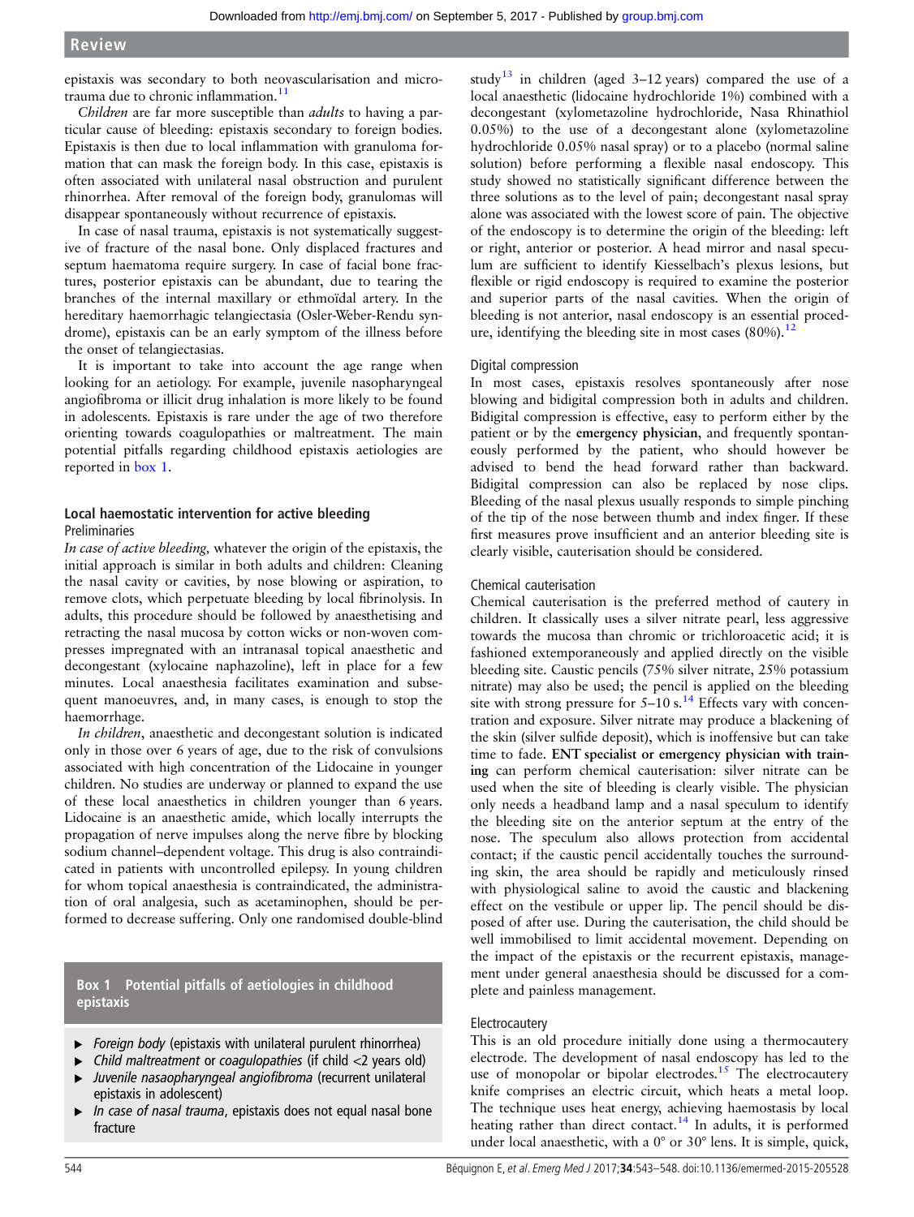epistaxis was secondary to both neovascularisation and microtrauma due to chronic inflammation.[11]

*Children* are far more susceptible than *adults* to having a particular cause of bleeding: epistaxis secondary to foreign bodies. Epistaxis is then due to local inflammation with granuloma formation that can mask the foreign body. In this case, epistaxis is often associated with unilateral nasal obstruction and purulent rhinorrhea. After removal of the foreign body, granulomas will disappear spontaneously without recurrence of epistaxis.

In case of nasal trauma, epistaxis is not systematically suggestive of fracture of the nasal bone. Only displaced fractures and septum haematoma require surgery. In case of facial bone fractures, posterior epistaxis can be abundant, due to tearing the branches of the internal maxillary or ethmoïdal artery. In the hereditary haemorrhagic telangiectasia (Osler-Weber-Rendu syndrome), epistaxis can be an early symptom of the illness before the onset of telangiectasias.

It is important to take into account the age range when looking for an aetiology. For example, juvenile nasopharyngeal angiofibroma or illicit drug inhalation is more likely to be found in adolescents. Epistaxis is rare under the age of two therefore orienting towards coagulopathies or maltreatment. The main potential pitfalls regarding childhood epistaxis aetiologies are reported in box 1.

> **Box 1 Potential pitfalls of aetiologies in childhood epistaxis**
>
> - *Foreign body* (epistaxis with unilateral purulent rhinorrhea)
> - *Child maltreatment* or *coagulopathies* (if child <2 years old)
> - *Juvenile nasaopharyngeal angiofibroma* (recurrent unilateral epistaxis in adolescent)
> - *In case of nasal trauma*, epistaxis does not equal nasal bone fracture

## Local haemostatic intervention for active bleeding

### Preliminaries

*In case of active bleeding,* whatever the origin of the epistaxis, the initial approach is similar in both adults and children: Cleaning the nasal cavity or cavities, by nose blowing or aspiration, to remove clots, which perpetuate bleeding by local fibrinolysis. In adults, this procedure should be followed by anaesthetising and retracting the nasal mucosa by cotton wicks or non-woven compresses impregnated with an intranasal topical anaesthetic and decongestant (xylocaine naphazoline), left in place for a few minutes. Local anaesthesia facilitates examination and subsequent manoeuvres, and, in many cases, is enough to stop the haemorrhage.

*In children*, anaesthetic and decongestant solution is indicated only in those over 6 years of age, due to the risk of convulsions associated with high concentration of the Lidocaine in younger children. No studies are underway or planned to expand the use of these local anaesthetics in children younger than 6 years. Lidocaine is an anaesthetic amide, which locally interrupts the propagation of nerve impulses along the nerve fibre by blocking sodium channel–dependent voltage. This drug is also contraindicated in patients with uncontrolled epilepsy. In young children for whom topical anaesthesia is contraindicated, the administration of oral analgesia, such as acetaminophen, should be performed to decrease suffering. Only one randomised double-blind study[13] in children (aged 3–12 years) compared the use of a local anaesthetic (lidocaine hydrochloride 1%) combined with a decongestant (xylometazoline hydrochloride, Nasa Rhinathiol 0.05%) to the use of a decongestant alone (xylometazoline hydrochloride 0.05% nasal spray) or to a placebo (normal saline solution) before performing a flexible nasal endoscopy. This study showed no statistically significant difference between the three solutions as to the level of pain; decongestant nasal spray alone was associated with the lowest score of pain. The objective of the endoscopy is to determine the origin of the bleeding: left or right, anterior or posterior. A head mirror and nasal speculum are sufficient to identify Kiesselbach's plexus lesions, but flexible or rigid endoscopy is required to examine the posterior and superior parts of the nasal cavities. When the origin of bleeding is not anterior, nasal endoscopy is an essential procedure, identifying the bleeding site in most cases (80%).[12]

### Digital compression

In most cases, epistaxis resolves spontaneously after nose blowing and bidigital compression both in adults and children. Bidigital compression is effective, easy to perform either by the patient or by the **emergency physician**, and frequently spontaneously performed by the patient, who should however be advised to bend the head forward rather than backward. Bidigital compression can also be replaced by nose clips. Bleeding of the nasal plexus usually responds to simple pinching of the tip of the nose between thumb and index finger. If these first measures prove insufficient and an anterior bleeding site is clearly visible, cauterisation should be considered.

### Chemical cauterisation

Chemical cauterisation is the preferred method of cautery in children. It classically uses a silver nitrate pearl, less aggressive towards the mucosa than chromic or trichloroacetic acid; it is fashioned extemporaneously and applied directly on the visible bleeding site. Caustic pencils (75% silver nitrate, 25% potassium nitrate) may also be used; the pencil is applied on the bleeding site with strong pressure for 5–10 s.[14] Effects vary with concentration and exposure. Silver nitrate may produce a blackening of the skin (silver sulfide deposit), which is inoffensive but can take time to fade. **ENT specialist or emergency physician with training** can perform chemical cauterisation: silver nitrate can be used when the site of bleeding is clearly visible. The physician only needs a headband lamp and a nasal speculum to identify the bleeding site on the anterior septum at the entry of the nose. The speculum also allows protection from accidental contact; if the caustic pencil accidentally touches the surrounding skin, the area should be rapidly and meticulously rinsed with physiological saline to avoid the caustic and blackening effect on the vestibule or upper lip. The pencil should be disposed of after use. During the cauterisation, the child should be well immobilised to limit accidental movement. Depending on the impact of the epistaxis or the recurrent epistaxis, management under general anaesthesia should be discussed for a complete and painless management.

### Electrocautery

This is an old procedure initially done using a thermocautery electrode. The development of nasal endoscopy has led to the use of monopolar or bipolar electrodes.[15] The electrocautery knife comprises an electric circuit, which heats a metal loop. The technique uses heat energy, achieving haemostasis by local heating rather than direct contact.[14] In adults, it is performed under local anaesthetic, with a 0° or 30° lens. It is simple, quick,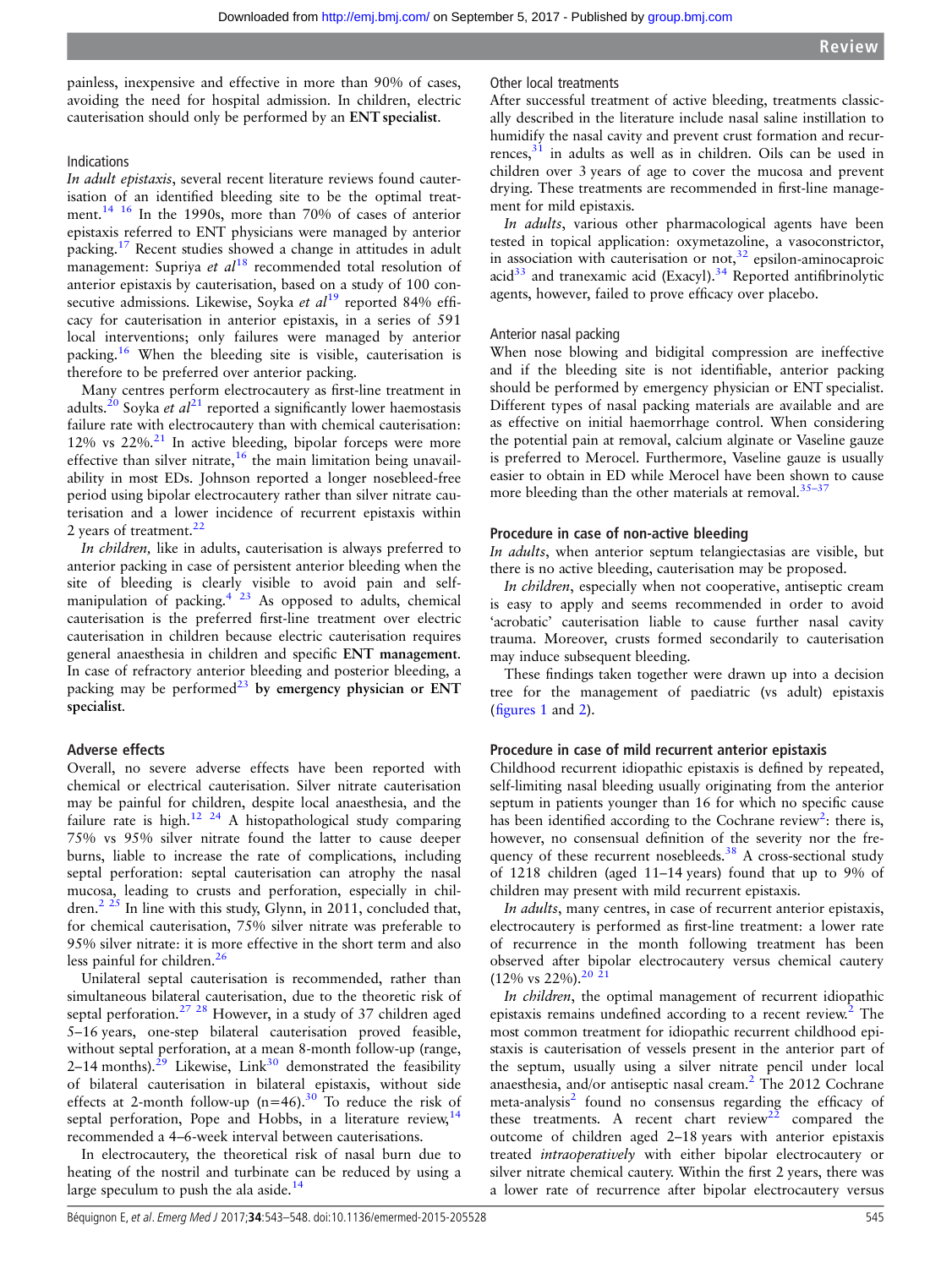painless, inexpensive and effective in more than 90% of cases, avoiding the need for hospital admission. In children, electric cauterisation should only be performed by an **ENT specialist**.

### Indications

*In adult epistaxis*, several recent literature reviews found cauterisation of an identified bleeding site to be the optimal treatment.[14 16] In the 1990s, more than 70% of cases of anterior epistaxis referred to ENT physicians were managed by anterior packing.[17] Recent studies showed a change in attitudes in adult management: Supriya *et al*[18] recommended total resolution of anterior epistaxis by cauterisation, based on a study of 100 consecutive admissions. Likewise, Soyka *et al*[19] reported 84% efficacy for cauterisation in anterior epistaxis, in a series of 591 local interventions; only failures were managed by anterior packing.[16] When the bleeding site is visible, cauterisation is therefore to be preferred over anterior packing.

Many centres perform electrocautery as first-line treatment in adults.[20] Soyka *et al*[21] reported a significantly lower haemostasis failure rate with electrocautery than with chemical cauterisation: 12% vs 22%.[21] In active bleeding, bipolar forceps were more effective than silver nitrate,[16] the main limitation being unavailability in most EDs. Johnson reported a longer nosebleed-free period using bipolar electrocautery rather than silver nitrate cauterisation and a lower incidence of recurrent epistaxis within 2 years of treatment.[22]

*In children*, like in adults, cauterisation is always preferred to anterior packing in case of persistent anterior bleeding when the site of bleeding is clearly visible to avoid pain and self-manipulation of packing.[4 23] As opposed to adults, chemical cauterisation is the preferred first-line treatment over electric cauterisation in children because electric cauterisation requires general anaesthesia in children and specific **ENT management**. In case of refractory anterior bleeding and posterior bleeding, a packing may be performed[23] **by emergency physician or ENT specialist**.

### Adverse effects

Overall, no severe adverse effects have been reported with chemical or electrical cauterisation. Silver nitrate cauterisation may be painful for children, despite local anaesthesia, and the failure rate is high.[12 24] A histopathological study comparing 75% vs 95% silver nitrate found the latter to cause deeper burns, liable to increase the rate of complications, including septal perforation: septal cauterisation can atrophy the nasal mucosa, leading to crusts and perforation, especially in children.[2 25] In line with this study, Glynn, in 2011, concluded that, for chemical cauterisation, 75% silver nitrate was preferable to 95% silver nitrate: it is more effective in the short term and also less painful for children.[26]

Unilateral septal cauterisation is recommended, rather than simultaneous bilateral cauterisation, due to the theoretic risk of septal perforation.[27 28] However, in a study of 37 children aged 5–16 years, one-step bilateral cauterisation proved feasible, without septal perforation, at a mean 8-month follow-up (range, 2–14 months).[29] Likewise, Link[30] demonstrated the feasibility of bilateral cauterisation in bilateral epistaxis, without side effects at 2-month follow-up (n=46).[30] To reduce the risk of septal perforation, Pope and Hobbs, in a literature review,[14] recommended a 4–6-week interval between cauterisations.

In electrocautery, the theoretical risk of nasal burn due to heating of the nostril and turbinate can be reduced by using a large speculum to push the ala aside.[14]

### Other local treatments

After successful treatment of active bleeding, treatments classically described in the literature include nasal saline instillation to humidify the nasal cavity and prevent crust formation and recurrences,[31] in adults as well as in children. Oils can be used in children over 3 years of age to cover the mucosa and prevent drying. These treatments are recommended in first-line management for mild epistaxis.

*In adults*, various other pharmacological agents have been tested in topical application: oxymetazoline, a vasoconstrictor, in association with cauterisation or not,[32] epsilon-aminocaproic acid[33] and tranexamic acid (Exacyl).[34] Reported antifibrinolytic agents, however, failed to prove efficacy over placebo.

### Anterior nasal packing

When nose blowing and bidigital compression are ineffective and if the bleeding site is not identifiable, anterior packing should be performed by emergency physician or ENT specialist. Different types of nasal packing materials are available and are as effective on initial haemorrhage control. When considering the potential pain at removal, calcium alginate or Vaseline gauze is preferred to Merocel. Furthermore, Vaseline gauze is usually easier to obtain in ED while Merocel have been shown to cause more bleeding than the other materials at removal.[35–37]

## Procedure in case of non-active bleeding

*In adults*, when anterior septum telangiectasias are visible, but there is no active bleeding, cauterisation may be proposed.

*In children*, especially when not cooperative, antiseptic cream is easy to apply and seems recommended in order to avoid 'acrobatic' cauterisation liable to cause further nasal cavity trauma. Moreover, crusts formed secondarily to cauterisation may induce subsequent bleeding.

These findings taken together were drawn up into a decision tree for the management of paediatric (vs adult) epistaxis (figures 1 and 2).

## Procedure in case of mild recurrent anterior epistaxis

Childhood recurrent idiopathic epistaxis is defined by repeated, self-limiting nasal bleeding usually originating from the anterior septum in patients younger than 16 for which no specific cause has been identified according to the Cochrane review[2]: there is, however, no consensual definition of the severity nor the frequency of these recurrent nosebleeds.[38] A cross-sectional study of 1218 children (aged 11–14 years) found that up to 9% of children may present with mild recurrent epistaxis.

*In adults*, many centres, in case of recurrent anterior epistaxis, electrocautery is performed as first-line treatment: a lower rate of recurrence in the month following treatment has been observed after bipolar electrocautery versus chemical cautery (12% vs 22%).[20 21]

*In children*, the optimal management of recurrent idiopathic epistaxis remains undefined according to a recent review.[2] The most common treatment for idiopathic recurrent childhood epistaxis is cauterisation of vessels present in the anterior part of the septum, usually using a silver nitrate pencil under local anaesthesia, and/or antiseptic nasal cream.[2] The 2012 Cochrane meta-analysis[2] found no consensus regarding the efficacy of these treatments. A recent chart review[22] compared the outcome of children aged 2–18 years with anterior epistaxis treated *intraoperatively* with either bipolar electrocautery or silver nitrate chemical cautery. Within the first 2 years, there was a lower rate of recurrence after bipolar electrocautery versus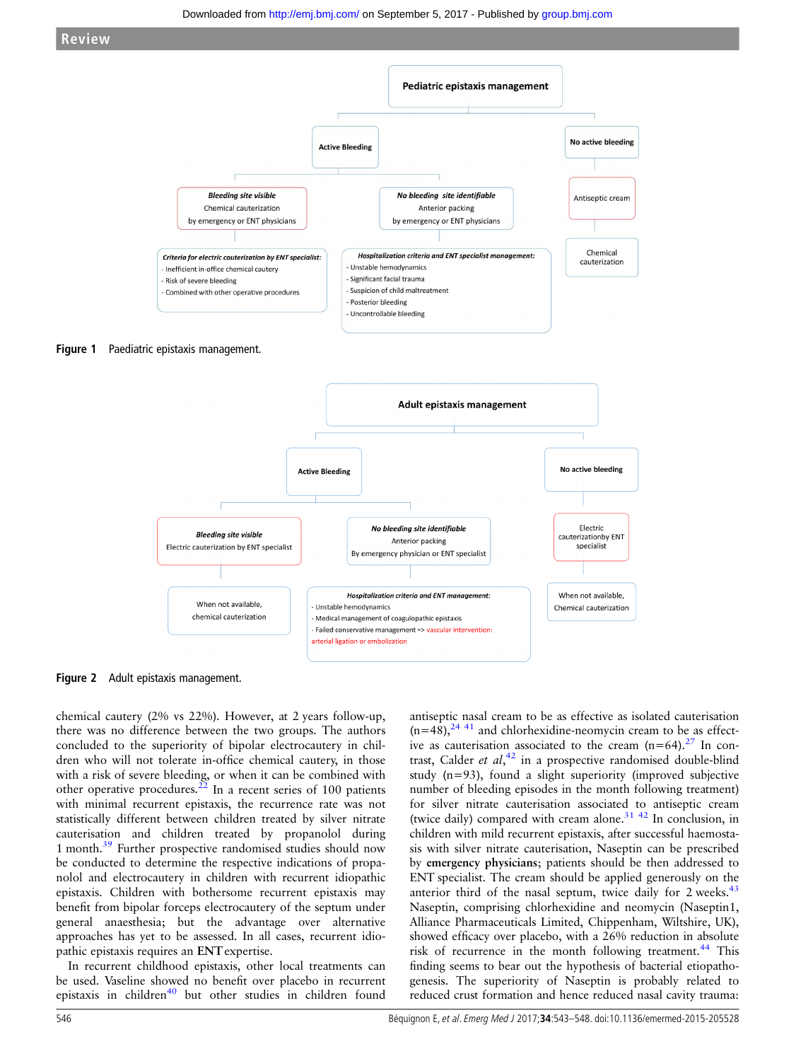**Pediatric epistaxis management**

- **Active Bleeding**
  - ***Bleeding site visible***
    Chemical cauterization
    by emergency or ENT physicians
    - ***Criteria for electric cauterization by ENT specialist:***
      - Inefficient in-office chemical cautery
      - Risk of severe bleeding
      - Combined with other operative procedures
  - ***No bleeding site identifiable***
    Anterior packing
    by emergency or ENT physicians
    - ***Hospitalization criteria and ENT specialist management:***
      - Unstable hemodynamics
      - Significant facial trauma
      - Suspicion of child maltreatment
      - Posterior bleeding
      - Uncontrollable bleeding
- **No active bleeding**
  - Antiseptic cream
    - Chemical cauterization

**Figure 1** Paediatric epistaxis management.

**Adult epistaxis management**

- **Active Bleeding**
  - ***Bleeding site visible***
    Electric cauterization by ENT specialist
    - When not available, chemical cauterization
  - ***No bleeding site identifiable***
    Anterior packing
    By emergency physician or ENT specialist
    - ***Hospitalization criteria and ENT management:***
      - Unstable hemodynamics
      - Medical management of coagulopathic epistaxis
      - Failed conservative management => vascular intervention: arterial ligation or embolization
- **No active bleeding**
  - Electric cauterizationby ENT specialist
    - When not available, Chemical cauterization

**Figure 2** Adult epistaxis management.

chemical cautery (2% vs 22%). However, at 2 years follow-up, there was no difference between the two groups. The authors concluded to the superiority of bipolar electrocautery in children who will not tolerate in-office chemical cautery, in those with a risk of severe bleeding, or when it can be combined with other operative procedures.[22] In a recent series of 100 patients with minimal recurrent epistaxis, the recurrence rate was not statistically different between children treated by silver nitrate cauterisation and children treated by propanolol during 1 month.[39] Further prospective randomised studies should now be conducted to determine the respective indications of propanolol and electrocautery in children with recurrent idiopathic epistaxis. Children with bothersome recurrent epistaxis may benefit from bipolar forceps electrocautery of the septum under general anaesthesia; but the advantage over alternative approaches has yet to be assessed. In all cases, recurrent idiopathic epistaxis requires an **ENT** expertise.

In recurrent childhood epistaxis, other local treatments can be used. Vaseline showed no benefit over placebo in recurrent epistaxis in children[40] but other studies in children found antiseptic nasal cream to be as effective as isolated cauterisation (n=48),[24 41] and chlorhexidine-neomycin cream to be as effective as cauterisation associated to the cream (n=64).[27] In contrast, Calder *et al*,[42] in a prospective randomised double-blind study (n=93), found a slight superiority (improved subjective number of bleeding episodes in the month following treatment) for silver nitrate cauterisation associated to antiseptic cream (twice daily) compared with cream alone.[31 42] In conclusion, in children with mild recurrent epistaxis, after successful haemostasis with silver nitrate cauterisation, Naseptin can be prescribed by **emergency physicians**; patients should be then addressed to ENT specialist. The cream should be applied generously on the anterior third of the nasal septum, twice daily for 2 weeks.[43] Naseptin, comprising chlorhexidine and neomycin (Naseptin1, Alliance Pharmaceuticals Limited, Chippenham, Wiltshire, UK), showed efficacy over placebo, with a 26% reduction in absolute risk of recurrence in the month following treatment.[44] This finding seems to bear out the hypothesis of bacterial etiopathogenesis. The superiority of Naseptin is probably related to reduced crust formation and hence reduced nasal cavity trauma: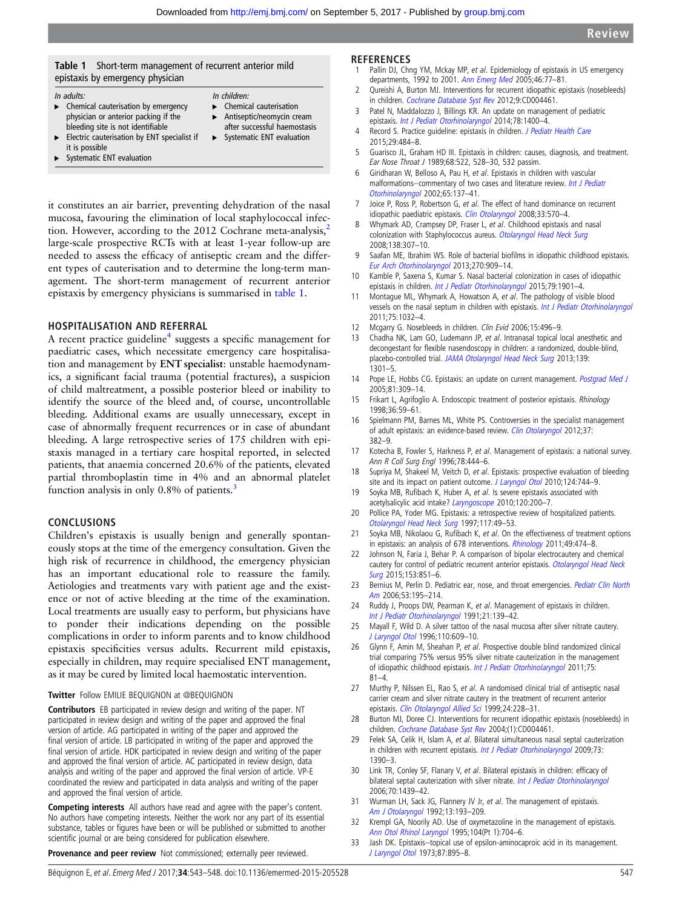**Table 1** Short-term management of recurrent anterior mild epistaxis by emergency physician

| In adults: | In children: |
|---|---|
| ▶ Chemical cauterisation by emergency physician or anterior packing if the bleeding site is not identifiable | ▶ Chemical cauterisation |
| ▶ Electric cauterisation by ENT specialist if it is possible | ▶ Antiseptic/neomycin cream after successful haemostasis |
| ▶ Systematic ENT evaluation | ▶ Systematic ENT evaluation |

it constitutes an air barrier, preventing dehydration of the nasal mucosa, favouring the elimination of local staphylococcal infection. However, according to the 2012 Cochrane meta-analysis,[2] large-scale prospective RCTs with at least 1-year follow-up are needed to assess the efficacy of antiseptic cream and the different types of cauterisation and to determine the long-term management. The short-term management of recurrent anterior epistaxis by emergency physicians is summarised in table 1.

## HOSPITALISATION AND REFERRAL

A recent practice guideline[4] suggests a specific management for paediatric cases, which necessitate emergency care hospitalisation and management by **ENT specialist**: unstable haemodynamics, a significant facial trauma (potential fractures), a suspicion of child maltreatment, a possible posterior bleed or inability to identify the source of the bleed and, of course, uncontrollable bleeding. Additional exams are usually unnecessary, except in case of abnormally frequent recurrences or in case of abundant bleeding. A large retrospective series of 175 children with epistaxis managed in a tertiary care hospital reported, in selected patients, that anaemia concerned 20.6% of the patients, elevated partial thromboplastin time in 4% and an abnormal platelet function analysis in only 0.8% of patients.[3]

## CONCLUSIONS

Children's epistaxis is usually benign and generally spontaneously stops at the time of the emergency consultation. Given the high risk of recurrence in childhood, the emergency physician has an important educational role to reassure the family. Aetiologies and treatments vary with patient age and the existence or not of active bleeding at the time of the examination. Local treatments are usually easy to perform, but physicians have to ponder their indications depending on the possible complications in order to inform parents and to know childhood epistaxis specificities versus adults. Recurrent mild epistaxis, especially in children, may require specialised ENT management, as it may be cured by limited local haemostatic intervention.

**Twitter** Follow EMILIE BEQUIGNON at @BEQUIGNON

**Contributors** EB participated in review design and writing of the paper. NT participated in review design and writing of the paper and approved the final version of article. AG participated in writing of the paper and approved the final version of article. LB participated in writing of the paper and approved the final version of article. HDK participated in review design and writing of the paper and approved the final version of article. AC participated in review design, data analysis and writing of the paper and approved the final version of article. VP-E coordinated the review and participated in data analysis and writing of the paper and approved the final version of article.

**Competing interests** All authors have read and agree with the paper's content. No authors have competing interests. Neither the work nor any part of its essential substance, tables or figures have been or will be published or submitted to another scientific journal or are being considered for publication elsewhere.

**Provenance and peer review** Not commissioned; externally peer reviewed.

## REFERENCES

1. Pallin DJ, Chng YM, Mckay MP, *et al*. Epidemiology of epistaxis in US emergency departments, 1992 to 2001. *Ann Emerg Med* 2005;46:77–81.
2. Qureishi A, Burton MJ. Interventions for recurrent idiopathic epistaxis (nosebleeds) in children. *Cochrane Database Syst Rev* 2012;9:CD004461.
3. Patel N, Maddalozzo J, Billings KR. An update on management of pediatric epistaxis. *Int J Pediatr Otorhinolaryngol* 2014;78:1400–4.
4. Record S. Practice guideline: epistaxis in children. *J Pediatr Health Care* 2015;29:484–8.
5. Guarisco JL, Graham HD III. Epistaxis in children: causes, diagnosis, and treatment. *Ear Nose Throat J* 1989;68:522, 528–30, 532 passim.
6. Giridharan W, Belloso A, Pau H, *et al*. Epistaxis in children with vascular malformations--commentary of two cases and literature review. *Int J Pediatr Otorhinolaryngol* 2002;65:137–41.
7. Joice P, Ross P, Robertson G, *et al*. The effect of hand dominance on recurrent idiopathic paediatric epistaxis. *Clin Otolaryngol* 2008;33:570–4.
8. Whymark AD, Crampsey DP, Fraser L, *et al*. Childhood epistaxis and nasal colonization with Staphylococcus aureus. *Otolaryngol Head Neck Surg* 2008;138:307–10.
9. Saafan ME, Ibrahim WS. Role of bacterial biofilms in idiopathic childhood epistaxis. *Eur Arch Otorhinolaryngol* 2013;270:909–14.
10. Kamble P, Saxena S, Kumar S. Nasal bacterial colonization in cases of idiopathic epistaxis in children. *Int J Pediatr Otorhinolaryngol* 2015;79:1901–4.
11. Montague ML, Whymark A, Howatson A, *et al*. The pathology of visible blood vessels on the nasal septum in children with epistaxis. *Int J Pediatr Otorhinolaryngol* 2011;75:1032–4.
12. Mcgarry G. Nosebleeds in children. *Clin Evid* 2006;15:496–9.
13. Chadha NK, Lam GO, Ludemann JP, *et al*. Intranasal topical local anesthetic and decongestant for flexible nasendoscopy in children: a randomized, double-blind, placebo-controlled trial. *JAMA Otolaryngol Head Neck Surg* 2013;139:1301–5.
14. Pope LE, Hobbs CG. Epistaxis: an update on current management. *Postgrad Med J* 2005;81:309–14.
15. Frikart L, Agrifoglio A. Endoscopic treatment of posterior epistaxis. *Rhinology* 1998;36:59–61.
16. Spielmann PM, Barnes ML, White PS. Controversies in the specialist management of adult epistaxis: an evidence-based review. *Clin Otolaryngol* 2012;37:382–9.
17. Kotecha B, Fowler S, Harkness P, *et al*. Management of epistaxis: a national survey. *Ann R Coll Surg Engl* 1996;78:444–6.
18. Supriya M, Shakeel M, Veitch D, *et al*. Epistaxis: prospective evaluation of bleeding site and its impact on patient outcome. *J Laryngol Otol* 2010;124:744–9.
19. Soyka MB, Rufibach K, Huber A, *et al*. Is severe epistaxis associated with acetylsalicylic acid intake? *Laryngoscope* 2010;120:200–7.
20. Pollice PA, Yoder MG. Epistaxis: a retrospective review of hospitalized patients. *Otolaryngol Head Neck Surg* 1997;117:49–53.
21. Soyka MB, Nikolaou G, Rufibach K, *et al*. On the effectiveness of treatment options in epistaxis: an analysis of 678 interventions. *Rhinology* 2011;49:474–8.
22. Johnson N, Faria J, Behar P. A comparison of bipolar electrocautery and chemical cautery for control of pediatric recurrent anterior epistaxis. *Otolaryngol Head Neck Surg* 2015;153:851–6.
23. Bernius M, Perlin D. Pediatric ear, nose, and throat emergencies. *Pediatr Clin North Am* 2006;53:195–214.
24. Ruddy J, Proops DW, Pearman K, *et al*. Management of epistaxis in children. *Int J Pediatr Otorhinolaryngol* 1991;21:139–42.
25. Mayall F, Wild D. A silver tattoo of the nasal mucosa after silver nitrate cautery. *J Laryngol Otol* 1996;110:609–10.
26. Glynn F, Amin M, Sheahan P, *et al*. Prospective double blind randomized clinical trial comparing 75% versus 95% silver nitrate cauterization in the management of idiopathic childhood epistaxis. *Int J Pediatr Otorhinolaryngol* 2011;75:81–4.
27. Murthy P, Nilssen EL, Rao S, *et al*. A randomised clinical trial of antiseptic nasal carrier cream and silver nitrate cautery in the treatment of recurrent anterior epistaxis. *Clin Otolaryngol Allied Sci* 1999;24:228–31.
28. Burton MJ, Doree CJ. Interventions for recurrent idiopathic epistaxis (nosebleeds) in children. *Cochrane Database Syst Rev* 2004;(1):CD004461.
29. Felek SA, Celik H, Islam A, *et al*. Bilateral simultaneous nasal septal cauterization in children with recurrent epistaxis. *Int J Pediatr Otorhinolaryngol* 2009;73:1390–3.
30. Link TR, Conley SF, Flanary V, *et al*. Bilateral epistaxis in children: efficacy of bilateral septal cauterization with silver nitrate. *Int J Pediatr Otorhinolaryngol* 2006;70:1439–42.
31. Wurman LH, Sack JG, Flannery JV Jr, *et al*. The management of epistaxis. *Am J Otolaryngol* 1992;13:193–209.
32. Krempl GA, Noorily AD. Use of oxymetazoline in the management of epistaxis. *Ann Otol Rhinol Laryngol* 1995;104(Pt 1):704–6.
33. Jash DK. Epistaxis--topical use of epsilon-aminocaproic acid in its management. *J Laryngol Otol* 1973;87:895–8.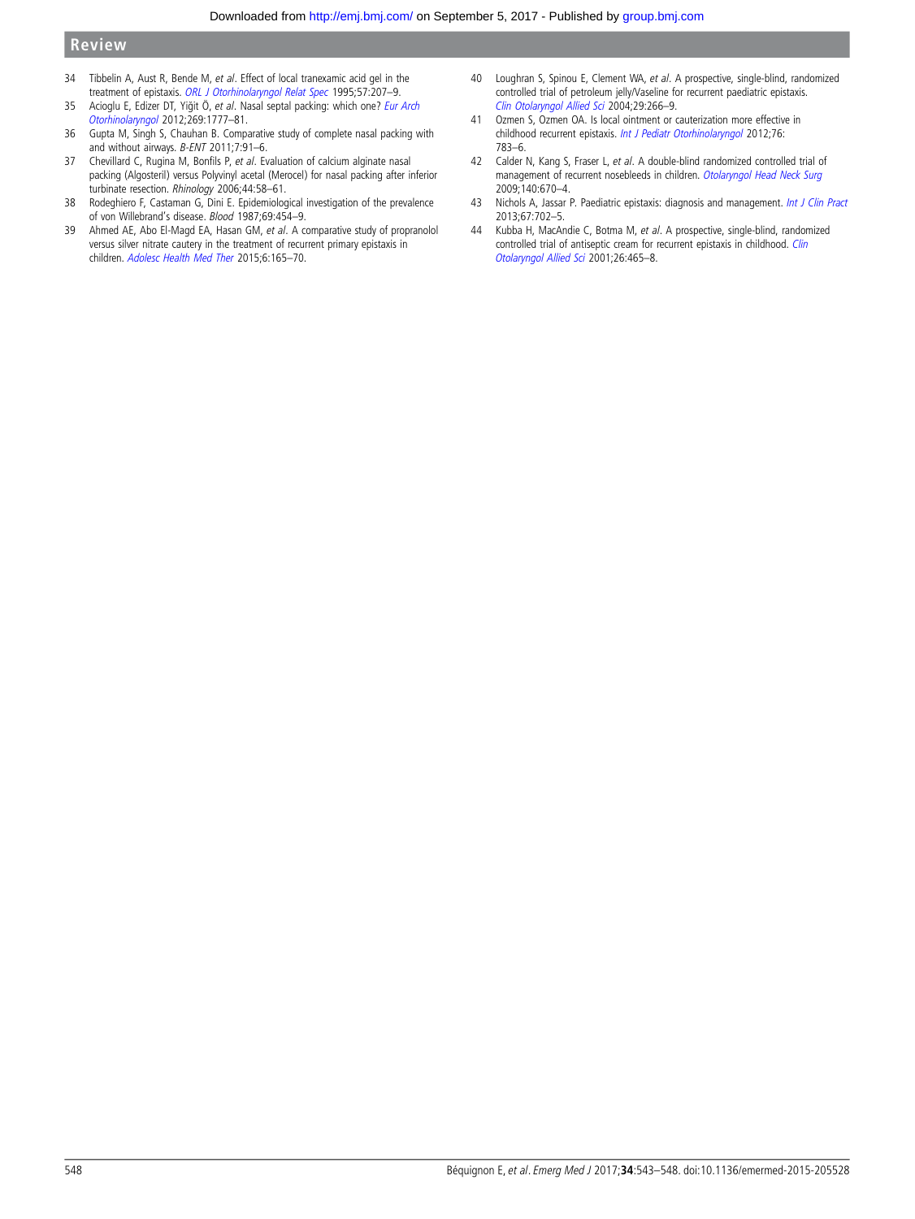34 Tibbelin A, Aust R, Bende M, *et al*. Effect of local tranexamic acid gel in the treatment of epistaxis. *ORL J Otorhinolaryngol Relat Spec* 1995;57:207–9.

35 Acioglu E, Edizer DT, Yiğit Ö, *et al*. Nasal septal packing: which one? *Eur Arch Otorhinolaryngol* 2012;269:1777–81.

36 Gupta M, Singh S, Chauhan B. Comparative study of complete nasal packing with and without airways. *B-ENT* 2011;7:91–6.

37 Chevillard C, Rugina M, Bonfils P, *et al*. Evaluation of calcium alginate nasal packing (Algosteril) versus Polyvinyl acetal (Merocel) for nasal packing after inferior turbinate resection. *Rhinology* 2006;44:58–61.

38 Rodeghiero F, Castaman G, Dini E. Epidemiological investigation of the prevalence of von Willebrand's disease. *Blood* 1987;69:454–9.

39 Ahmed AE, Abo El-Magd EA, Hasan GM, *et al*. A comparative study of propranolol versus silver nitrate cautery in the treatment of recurrent primary epistaxis in children. *Adolesc Health Med Ther* 2015;6:165–70.

40 Loughran S, Spinou E, Clement WA, *et al*. A prospective, single-blind, randomized controlled trial of petroleum jelly/Vaseline for recurrent paediatric epistaxis. *Clin Otolaryngol Allied Sci* 2004;29:266–9.

41 Ozmen S, Ozmen OA. Is local ointment or cauterization more effective in childhood recurrent epistaxis. *Int J Pediatr Otorhinolaryngol* 2012;76:783–6.

42 Calder N, Kang S, Fraser L, *et al*. A double-blind randomized controlled trial of management of recurrent nosebleeds in children. *Otolaryngol Head Neck Surg* 2009;140:670–4.

43 Nichols A, Jassar P. Paediatric epistaxis: diagnosis and management. *Int J Clin Pract* 2013;67:702–5.

44 Kubba H, MacAndie C, Botma M, *et al*. A prospective, single-blind, randomized controlled trial of antiseptic cream for recurrent epistaxis in childhood. *Clin Otolaryngol Allied Sci* 2001;26:465–8.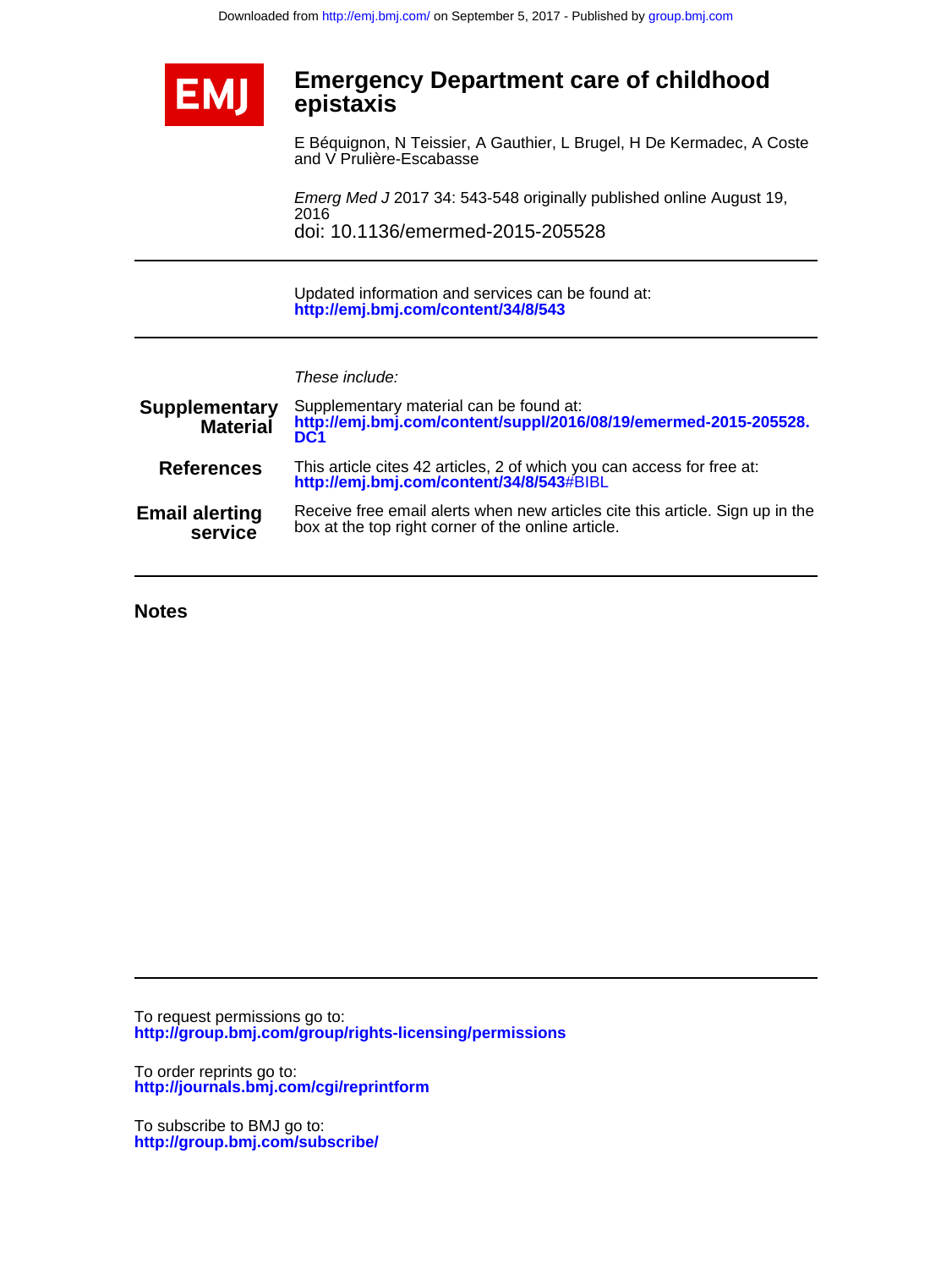Downloaded from http://emj.bmj.com/ on September 5, 2017 - Published by group.bmj.com

# Emergency Department care of childhood epistaxis

E Béquignon, N Teissier, A Gauthier, L Brugel, H De Kermadec, A Coste and V Prulière-Escabasse

*Emerg Med J* 2017 34: 543-548 originally published online August 19, 2016

doi: 10.1136/emermed-2015-205528

Updated information and services can be found at:
**http://emj.bmj.com/content/34/8/543**

*These include:*

**Supplementary Material**
Supplementary material can be found at:
**http://emj.bmj.com/content/suppl/2016/08/19/emermed-2015-205528.DC1**

**References**
This article cites 42 articles, 2 of which you can access for free at:
**http://emj.bmj.com/content/34/8/543**#BIBL

**Email alerting service**
Receive free email alerts when new articles cite this article. Sign up in the box at the top right corner of the online article.

## Notes

To request permissions go to:
**http://group.bmj.com/group/rights-licensing/permissions**

To order reprints go to:
**http://journals.bmj.com/cgi/reprintform**

To subscribe to BMJ go to:
**http://group.bmj.com/subscribe/**